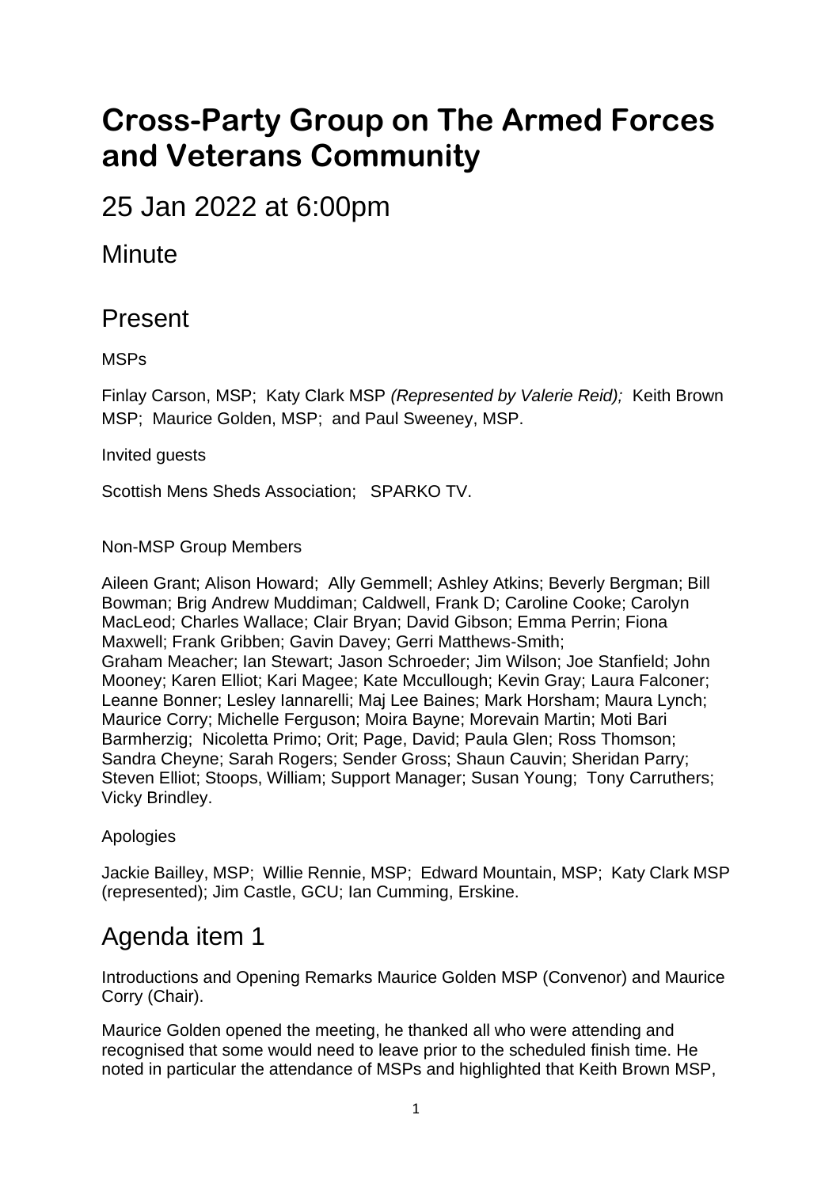# Cross-Party Group on The Armed Forces and Veterans Community

## 25 Jan 2022 at 6:00pm

## Minute

## Present

MSPs

Finlay Carson, MSP; Katy Clark MSP *(Represented by Valerie Reid);* Keith Brown MSP; Maurice Golden, MSP; and Paul Sweeney, MSP.

Invited guests

Scottish Mens Sheds Association; SPARKO TV.

Non-MSP Group Members

Aileen Grant; Alison Howard; Ally Gemmell; Ashley Atkins; Beverly Bergman; Bill Bowman; Brig Andrew Muddiman; Caldwell, Frank D; Caroline Cooke; Carolyn MacLeod; Charles Wallace; Clair Bryan; David Gibson; Emma Perrin; Fiona Maxwell; Frank Gribben; Gavin Davey; Gerri Matthews-Smith; Graham Meacher; Ian Stewart; Jason Schroeder; Jim Wilson; Joe Stanfield; John Mooney; Karen Elliot; Kari Magee; Kate Mccullough; Kevin Gray; Laura Falconer; Leanne Bonner; Lesley Iannarelli; Maj Lee Baines; Mark Horsham; Maura Lynch; Maurice Corry; Michelle Ferguson; Moira Bayne; Morevain Martin; Moti Bari Barmherzig; Nicoletta Primo; Orit; Page, David; Paula Glen; Ross Thomson; Sandra Cheyne; Sarah Rogers; Sender Gross; Shaun Cauvin; Sheridan Parry; Steven Elliot; Stoops, William; Support Manager; Susan Young; Tony Carruthers; Vicky Brindley.

Apologies

Jackie Bailley, MSP; Willie Rennie, MSP; Edward Mountain, MSP; Katy Clark MSP (represented); Jim Castle, GCU; Ian Cumming, Erskine.

## Agenda item 1

Introductions and Opening Remarks Maurice Golden MSP (Convenor) and Maurice Corry (Chair).

Maurice Golden opened the meeting, he thanked all who were attending and recognised that some would need to leave prior to the scheduled finish time. He noted in particular the attendance of MSPs and highlighted that Keith Brown MSP,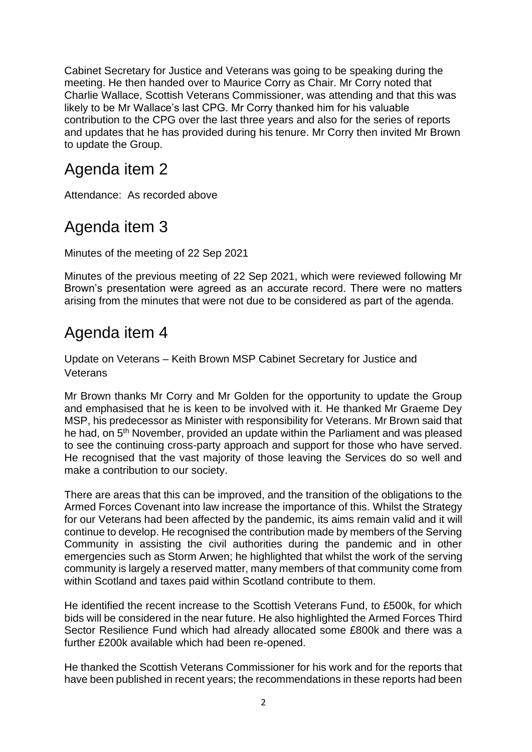Cabinet Secretary for Justice and Veterans was going to be speaking during the meeting. He then handed over to Maurice Corry as Chair. Mr Corry noted that Charlie Wallace, Scottish Veterans Commissioner, was attending and that this was likely to be Mr Wallace's last CPG. Mr Corry thanked him for his valuable contribution to the CPG over the last three years and also for the series of reports and updates that he has provided during his tenure. Mr Corry then invited Mr Brown to update the Group.

# Agenda item 2

Attendance: As recorded above

# Agenda item 3

Minutes of the meeting of 22 Sep 2021

Minutes of the previous meeting of 22 Sep 2021, which were reviewed following Mr Brown's presentation were agreed as an accurate record. There were no matters arising from the minutes that were not due to be considered as part of the agenda.

# Agenda item 4

Update on Veterans – Keith Brown MSP Cabinet Secretary for Justice and Veterans

Mr Brown thanks Mr Corry and Mr Golden for the opportunity to update the Group and emphasised that he is keen to be involved with it. He thanked Mr Graeme Dey MSP, his predecessor as Minister with responsibility for Veterans. Mr Brown said that he had, on 5th November, provided an update within the Parliament and was pleased to see the continuing cross-party approach and support for those who have served. He recognised that the vast majority of those leaving the Services do so well and make a contribution to our society.

There are areas that this can be improved, and the transition of the obligations to the Armed Forces Covenant into law increase the importance of this. Whilst the Strategy for our Veterans had been affected by the pandemic, its aims remain valid and it will continue to develop. He recognised the contribution made by members of the Serving Community in assisting the civil authorities during the pandemic and in other emergencies such as Storm Arwen; he highlighted that whilst the work of the serving community is largely a reserved matter, many members of that community come from within Scotland and taxes paid within Scotland contribute to them.

He identified the recent increase to the Scottish Veterans Fund, to £500k, for which bids will be considered in the near future. He also highlighted the Armed Forces Third Sector Resilience Fund which had already allocated some £800k and there was a further £200k available which had been re-opened.

He thanked the Scottish Veterans Commissioner for his work and for the reports that have been published in recent years; the recommendations in these reports had been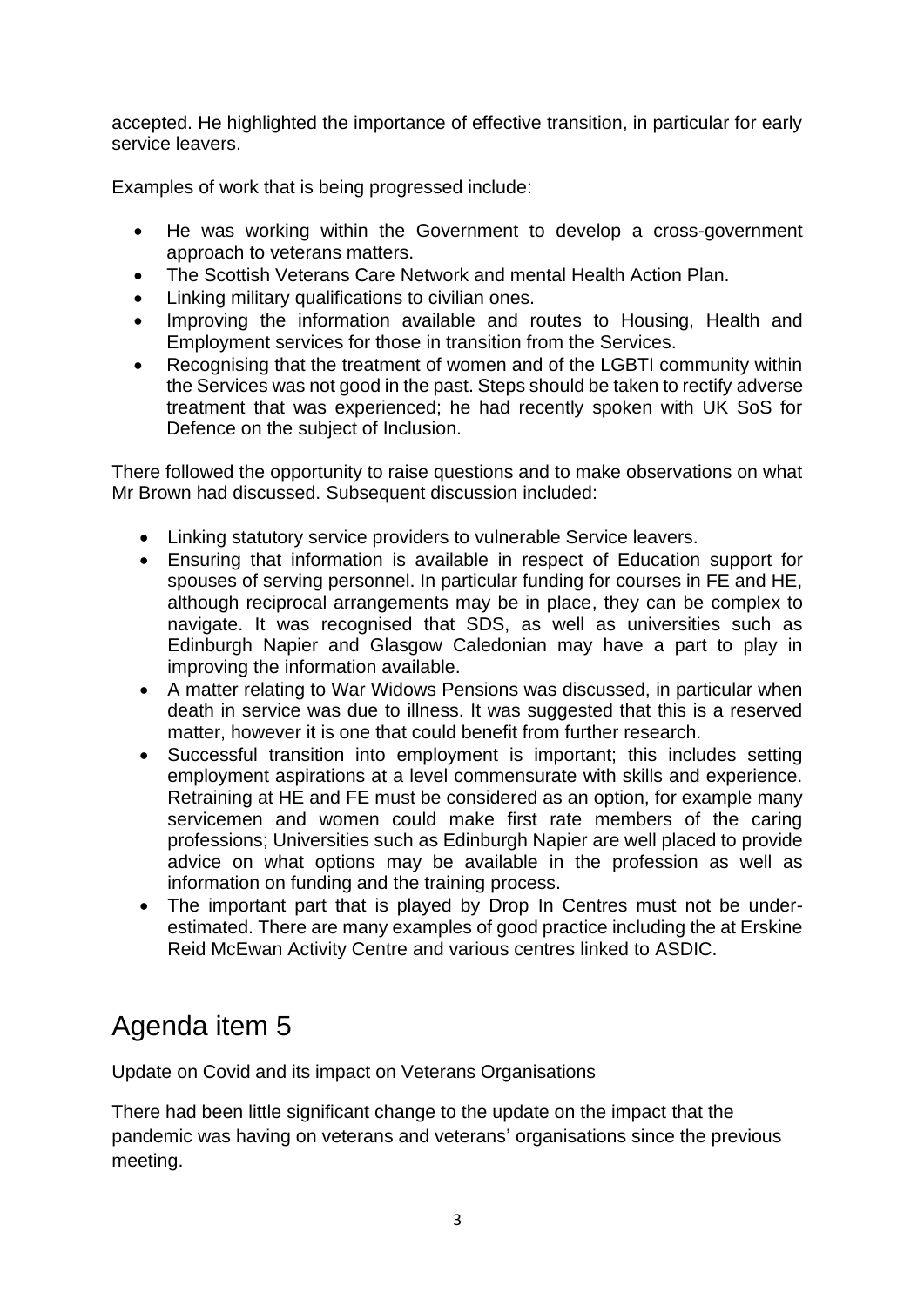accepted. He highlighted the importance of effective transition, in particular for early service leavers.

Examples of work that is being progressed include:

- He was working within the Government to develop a cross-government approach to veterans matters.
- The Scottish Veterans Care Network and mental Health Action Plan.
- Linking military qualifications to civilian ones.
- Improving the information available and routes to Housing, Health and Employment services for those in transition from the Services.
- Recognising that the treatment of women and of the LGBTI community within the Services was not good in the past. Steps should be taken to rectify adverse treatment that was experienced; he had recently spoken with UK SoS for Defence on the subject of Inclusion.

There followed the opportunity to raise questions and to make observations on what Mr Brown had discussed. Subsequent discussion included:

- Linking statutory service providers to vulnerable Service leavers.
- Ensuring that information is available in respect of Education support for spouses of serving personnel. In particular funding for courses in FE and HE, although reciprocal arrangements may be in place, they can be complex to navigate. It was recognised that SDS, as well as universities such as Edinburgh Napier and Glasgow Caledonian may have a part to play in improving the information available.
- A matter relating to War Widows Pensions was discussed, in particular when death in service was due to illness. It was suggested that this is a reserved matter, however it is one that could benefit from further research.
- Successful transition into employment is important; this includes setting employment aspirations at a level commensurate with skills and experience. Retraining at HE and FE must be considered as an option, for example many servicemen and women could make first rate members of the caring professions; Universities such as Edinburgh Napier are well placed to provide advice on what options may be available in the profession as well as information on funding and the training process.
- The important part that is played by Drop In Centres must not be under-estimated. There are many examples of good practice including the at Erskine Reid McEwan Activity Centre and various centres linked to ASDIC.

# Agenda item 5

Update on Covid and its impact on Veterans Organisations

There had been little significant change to the update on the impact that the pandemic was having on veterans and veterans' organisations since the previous meeting.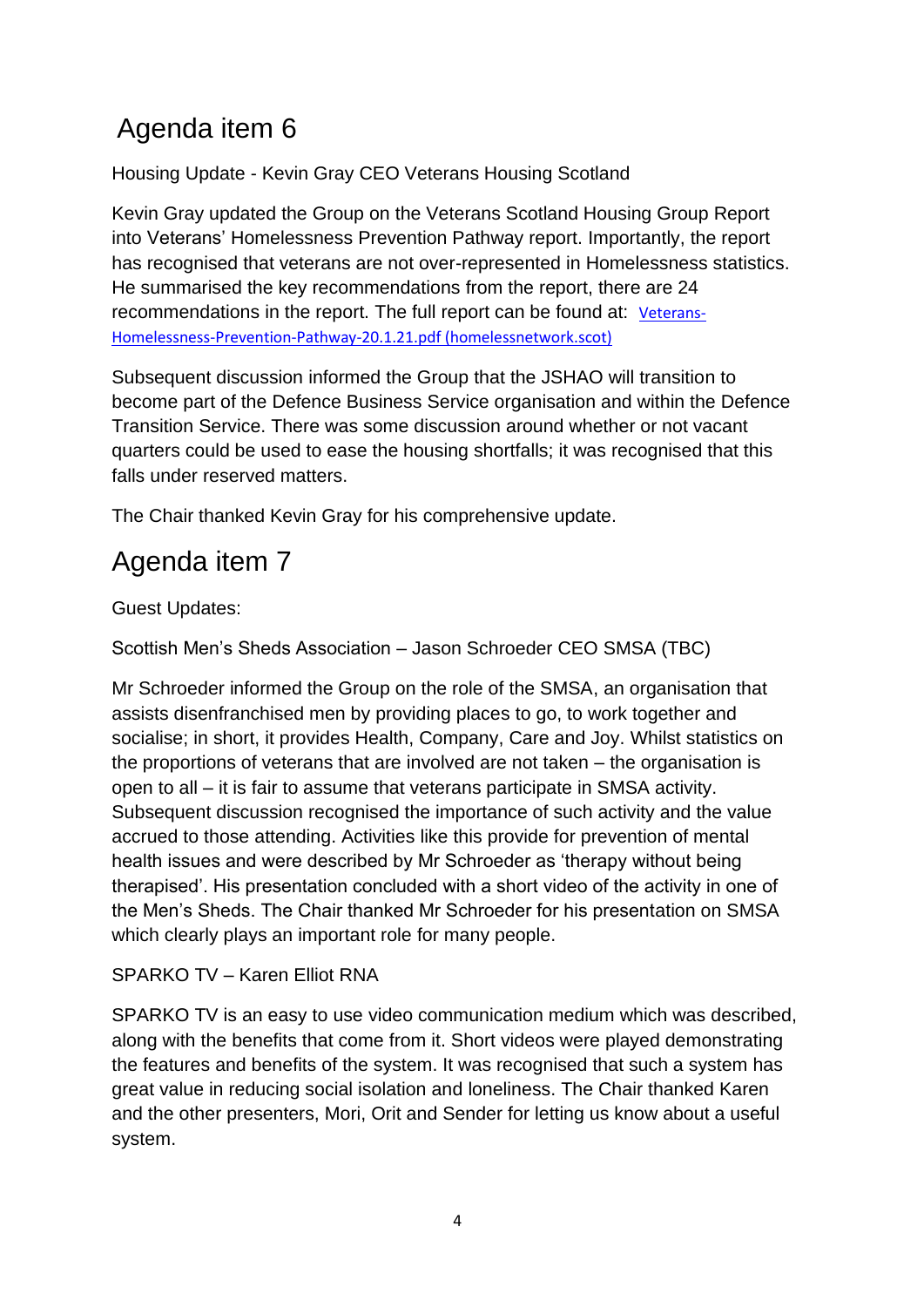# Agenda item 6

Housing Update - Kevin Gray CEO Veterans Housing Scotland

Kevin Gray updated the Group on the Veterans Scotland Housing Group Report into Veterans' Homelessness Prevention Pathway report. Importantly, the report has recognised that veterans are not over-represented in Homelessness statistics. He summarised the key recommendations from the report, there are 24 recommendations in the report. The full report can be found at: [Veterans-Homelessness-Prevention-Pathway-20.1.21.pdf (homelessnetwork.scot)]

Subsequent discussion informed the Group that the JSHAO will transition to become part of the Defence Business Service organisation and within the Defence Transition Service. There was some discussion around whether or not vacant quarters could be used to ease the housing shortfalls; it was recognised that this falls under reserved matters.

The Chair thanked Kevin Gray for his comprehensive update.

# Agenda item 7

Guest Updates:

Scottish Men's Sheds Association – Jason Schroeder CEO SMSA (TBC)

Mr Schroeder informed the Group on the role of the SMSA, an organisation that assists disenfranchised men by providing places to go, to work together and socialise; in short, it provides Health, Company, Care and Joy. Whilst statistics on the proportions of veterans that are involved are not taken – the organisation is open to all – it is fair to assume that veterans participate in SMSA activity. Subsequent discussion recognised the importance of such activity and the value accrued to those attending. Activities like this provide for prevention of mental health issues and were described by Mr Schroeder as 'therapy without being therapised'. His presentation concluded with a short video of the activity in one of the Men's Sheds. The Chair thanked Mr Schroeder for his presentation on SMSA which clearly plays an important role for many people.

SPARKO TV – Karen Elliot RNA

SPARKO TV is an easy to use video communication medium which was described, along with the benefits that come from it. Short videos were played demonstrating the features and benefits of the system. It was recognised that such a system has great value in reducing social isolation and loneliness. The Chair thanked Karen and the other presenters, Mori, Orit and Sender for letting us know about a useful system.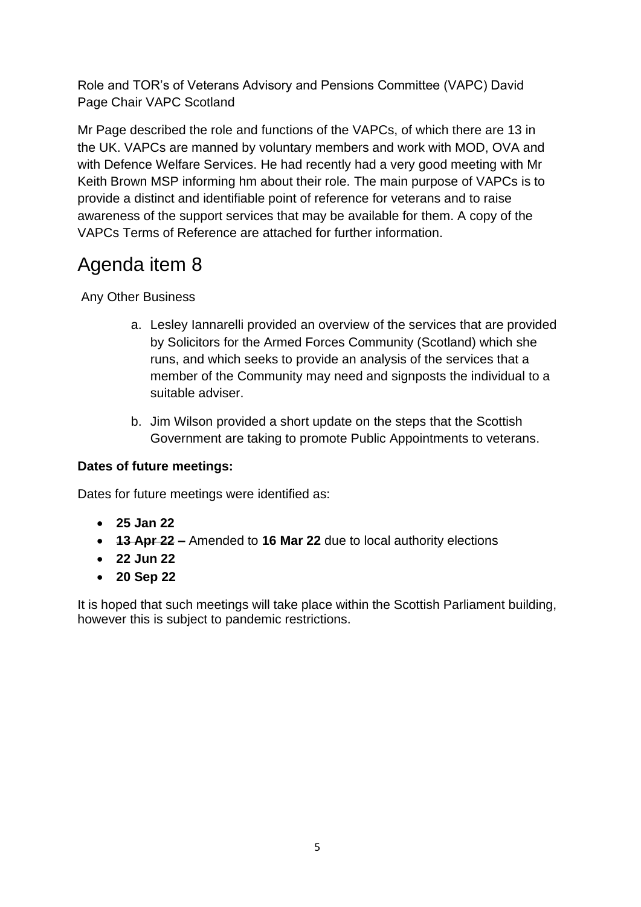Role and TOR's of Veterans Advisory and Pensions Committee (VAPC) David Page Chair VAPC Scotland

Mr Page described the role and functions of the VAPCs, of which there are 13 in the UK. VAPCs are manned by voluntary members and work with MOD, OVA and with Defence Welfare Services. He had recently had a very good meeting with Mr Keith Brown MSP informing hm about their role. The main purpose of VAPCs is to provide a distinct and identifiable point of reference for veterans and to raise awareness of the support services that may be available for them. A copy of the VAPCs Terms of Reference are attached for further information.

# Agenda item 8

Any Other Business

a. Lesley Iannarelli provided an overview of the services that are provided by Solicitors for the Armed Forces Community (Scotland) which she runs, and which seeks to provide an analysis of the services that a member of the Community may need and signposts the individual to a suitable adviser.

b. Jim Wilson provided a short update on the steps that the Scottish Government are taking to promote Public Appointments to veterans.

**Dates of future meetings:**

Dates for future meetings were identified as:

- **25 Jan 22**
- **~~13 Apr 22~~ –** Amended to **16 Mar 22** due to local authority elections
- **22 Jun 22**
- **20 Sep 22**

It is hoped that such meetings will take place within the Scottish Parliament building, however this is subject to pandemic restrictions.